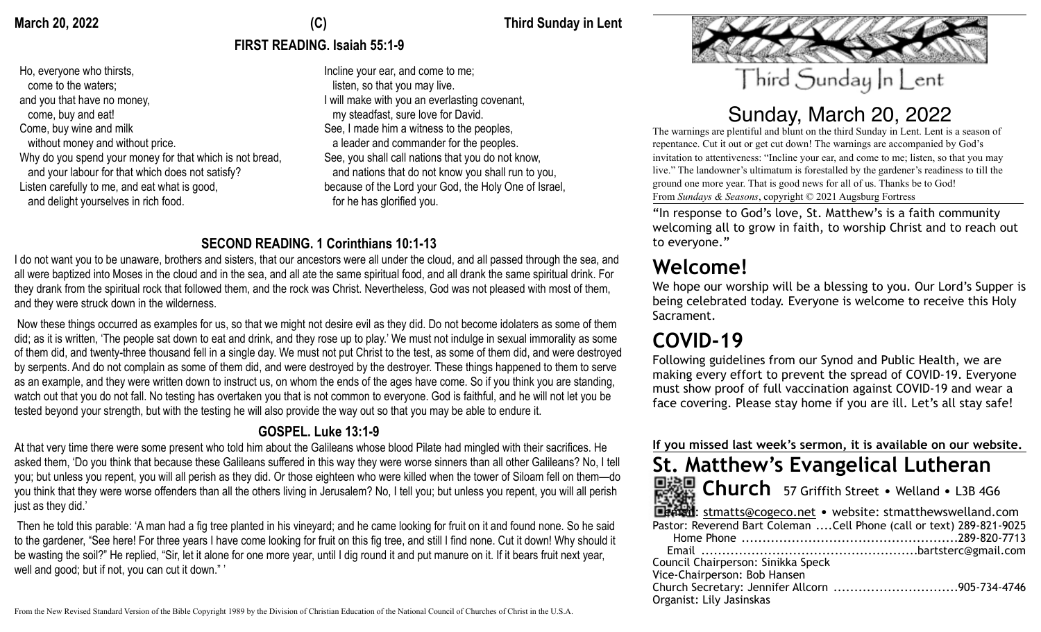**March 20, 2022** **(C)** **Third Sunday in Lent**

## FIRST READING. Isaiah 55:1-9

Ho, everyone who thirsts,
  come to the waters;
and you that have no money,
  come, buy and eat!
Come, buy wine and milk
  without money and without price.
Why do you spend your money for that which is not bread,
  and your labour for that which does not satisfy?
Listen carefully to me, and eat what is good,
  and delight yourselves in rich food.
Incline your ear, and come to me;
  listen, so that you may live.
I will make with you an everlasting covenant,
  my steadfast, sure love for David.
See, I made him a witness to the peoples,
  a leader and commander for the peoples.
See, you shall call nations that you do not know,
  and nations that do not know you shall run to you,
because of the Lord your God, the Holy One of Israel,
  for he has glorified you.

## SECOND READING. 1 Corinthians 10:1-13

I do not want you to be unaware, brothers and sisters, that our ancestors were all under the cloud, and all passed through the sea, and all were baptized into Moses in the cloud and in the sea, and all ate the same spiritual food, and all drank the same spiritual drink. For they drank from the spiritual rock that followed them, and the rock was Christ. Nevertheless, God was not pleased with most of them, and they were struck down in the wilderness.

Now these things occurred as examples for us, so that we might not desire evil as they did. Do not become idolaters as some of them did; as it is written, 'The people sat down to eat and drink, and they rose up to play.' We must not indulge in sexual immorality as some of them did, and twenty-three thousand fell in a single day. We must not put Christ to the test, as some of them did, and were destroyed by serpents. And do not complain as some of them did, and were destroyed by the destroyer. These things happened to them to serve as an example, and they were written down to instruct us, on whom the ends of the ages have come. So if you think you are standing, watch out that you do not fall. No testing has overtaken you that is not common to everyone. God is faithful, and he will not let you be tested beyond your strength, but with the testing he will also provide the way out so that you may be able to endure it.

## GOSPEL. Luke 13:1-9

At that very time there were some present who told him about the Galileans whose blood Pilate had mingled with their sacrifices. He asked them, 'Do you think that because these Galileans suffered in this way they were worse sinners than all other Galileans? No, I tell you; but unless you repent, you will all perish as they did. Or those eighteen who were killed when the tower of Siloam fell on them—do you think that they were worse offenders than all the others living in Jerusalem? No, I tell you; but unless you repent, you will all perish just as they did.'

Then he told this parable: 'A man had a fig tree planted in his vineyard; and he came looking for fruit on it and found none. So he said to the gardener, "See here! For three years I have come looking for fruit on this fig tree, and still I find none. Cut it down! Why should it be wasting the soil?" He replied, "Sir, let it alone for one more year, until I dig round it and put manure on it. If it bears fruit next year, well and good; but if not, you can cut it down." '

From the New Revised Standard Version of the Bible Copyright 1989 by the Division of Christian Education of the National Council of Churches of Christ in the U.S.A.

# Third Sunday In Lent

## Sunday, March 20, 2022

The warnings are plentiful and blunt on the third Sunday in Lent. Lent is a season of repentance. Cut it out or get cut down! The warnings are accompanied by God's invitation to attentiveness: "Incline your ear, and come to me; listen, so that you may live." The landowner's ultimatum is forestalled by the gardener's readiness to till the ground one more year. That is good news for all of us. Thanks be to God!
From *Sundays & Seasons*, copyright © 2021 Augsburg Fortress

"In response to God's love, St. Matthew's is a faith community welcoming all to grow in faith, to worship Christ and to reach out to everyone."

# Welcome!

We hope our worship will be a blessing to you. Our Lord's Supper is being celebrated today. Everyone is welcome to receive this Holy Sacrament.

# COVID-19

Following guidelines from our Synod and Public Health, we are making every effort to prevent the spread of COVID-19. Everyone must show proof of full vaccination against COVID-19 and wear a face covering. Please stay home if you are ill. Let's all stay safe!

**If you missed last week's sermon, it is available on our website.**

## St. Matthew's Evangelical Lutheran Church

57 Griffith Street • Welland • L3B 4G6

Email: stmatts@cogeco.net • website: stmatthewswelland.com
Pastor: Reverend Bart Coleman ....Cell Phone (call or text) 289-821-9025
Home Phone ....................................................289-820-7713
Email ....................................................bartsterc@gmail.com
Council Chairperson: Sinikka Speck
Vice-Chairperson: Bob Hansen
Church Secretary: Jennifer Allcorn ..............................905-734-4746
Organist: Lily Jasinskas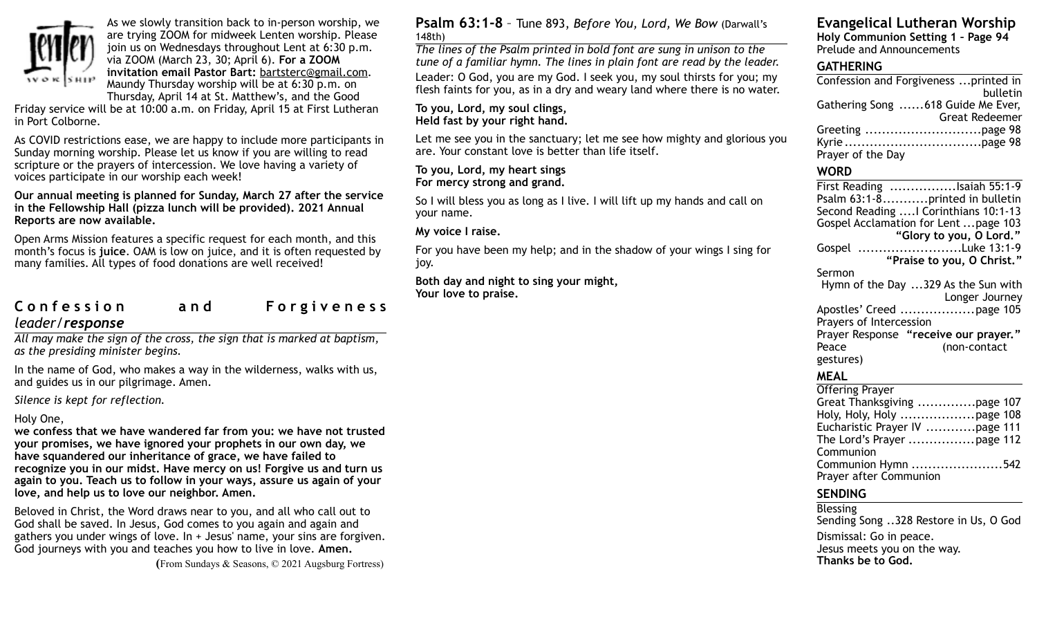As we slowly transition back to in-person worship, we are trying ZOOM for midweek Lenten worship. Please join us on Wednesdays throughout Lent at 6:30 p.m. via ZOOM (March 23, 30; April 6). **For a ZOOM invitation email Pastor Bart:** bartsterc@gmail.com. Maundy Thursday worship will be at 6:30 p.m. on Thursday, April 14 at St. Matthew's, and the Good Friday service will be at 10:00 a.m. on Friday, April 15 at First Lutheran in Port Colborne.

As COVID restrictions ease, we are happy to include more participants in Sunday morning worship. Please let us know if you are willing to read scripture or the prayers of intercession. We love having a variety of voices participate in our worship each week!

**Our annual meeting is planned for Sunday, March 27 after the service in the Fellowship Hall (pizza lunch will be provided). 2021 Annual Reports are now available.**

Open Arms Mission features a specific request for each month, and this month's focus is **juice**. OAM is low on juice, and it is often requested by many families. All types of food donations are well received!

## Confession and Forgiveness

*leader/**response***

*All may make the sign of the cross, the sign that is marked at baptism, as the presiding minister begins.*

In the name of God, who makes a way in the wilderness, walks with us, and guides us in our pilgrimage. Amen.

*Silence is kept for reflection.*

Holy One,

**we confess that we have wandered far from you: we have not trusted your promises, we have ignored your prophets in our own day, we have squandered our inheritance of grace, we have failed to recognize you in our midst. Have mercy on us! Forgive us and turn us again to you. Teach us to follow in your ways, assure us again of your love, and help us to love our neighbor. Amen.**

Beloved in Christ, the Word draws near to you, and all who call out to God shall be saved. In Jesus, God comes to you again and again and gathers you under wings of love. In + Jesus' name, your sins are forgiven. God journeys with you and teaches you how to live in love. **Amen.**

(From Sundays & Seasons, © 2021 Augsburg Fortress)

## Psalm 63:1-8 – Tune 893, *Before You, Lord, We Bow* (Darwall's 148th)

*The lines of the Psalm printed in bold font are sung in unison to the tune of a familiar hymn. The lines in plain font are read by the leader.*

Leader: O God, you are my God. I seek you, my soul thirsts for you; my flesh faints for you, as in a dry and weary land where there is no water.

**To you, Lord, my soul clings,**
**Held fast by your right hand.**

Let me see you in the sanctuary; let me see how mighty and glorious you are. Your constant love is better than life itself.

**To you, Lord, my heart sings**
**For mercy strong and grand.**

So I will bless you as long as I live. I will lift up my hands and call on your name.

**My voice I raise.**

For you have been my help; and in the shadow of your wings I sing for joy.

**Both day and night to sing your might,**
**Your love to praise.**

## Evangelical Lutheran Worship

**Holy Communion Setting 1 – Page 94**

Prelude and Announcements

### GATHERING

Confession and Forgiveness ...printed in bulletin
Gathering Song ......618 Guide Me Ever, Great Redeemer
Greeting ............................page 98
Kyrie .................................page 98
Prayer of the Day

### WORD

First Reading ................Isaiah 55:1-9
Psalm 63:1-8...........printed in bulletin
Second Reading ....I Corinthians 10:1-13
Gospel Acclamation for Lent ...page 103
**"Glory to you, O Lord."**
Gospel .........................Luke 13:1-9
**"Praise to you, O Christ."**
Sermon
Hymn of the Day ...329 As the Sun with Longer Journey
Apostles' Creed ..................page 105
Prayers of Intercession
Prayer Response **"receive our prayer."**
Peace (non-contact gestures)

### MEAL

Offering Prayer
Great Thanksgiving ..............page 107
Holy, Holy, Holy ..................page 108
Eucharistic Prayer IV ............page 111
The Lord's Prayer ................page 112
Communion
Communion Hymn ......................542
Prayer after Communion

### SENDING

Blessing
Sending Song ..328 Restore in Us, O God

Dismissal: Go in peace.
Jesus meets you on the way.
**Thanks be to God.**